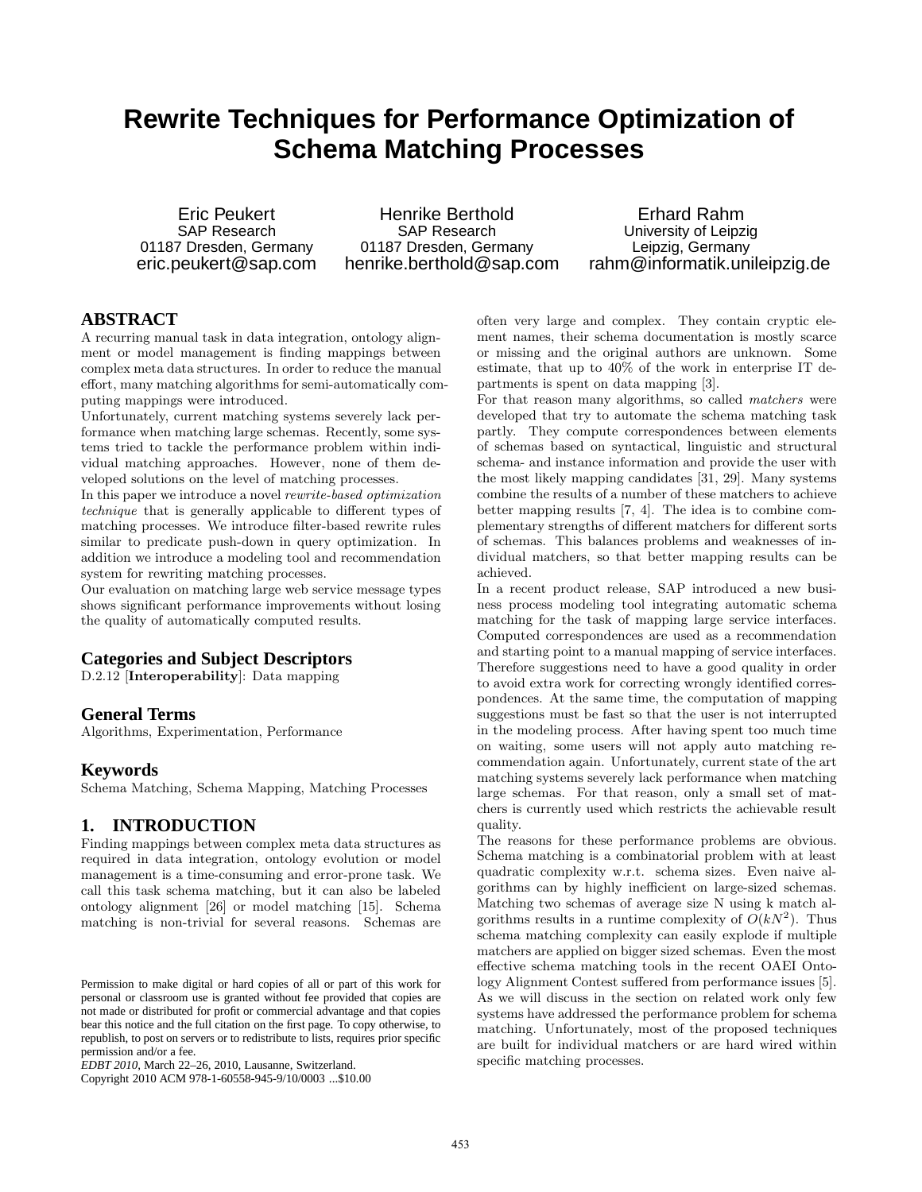# Rewrite Techniques for Performance Optimization of Schema Matching Processes

Eric Peukert
SAP Research
01187 Dresden, Germany
eric.peukert@sap.com

Henrike Berthold
SAP Research
01187 Dresden, Germany
henrike.berthold@sap.com

Erhard Rahm
University of Leipzig
Leipzig, Germany
rahm@informatik.unileipzig.de

## ABSTRACT

A recurring manual task in data integration, ontology alignment or model management is finding mappings between complex meta data structures. In order to reduce the manual effort, many matching algorithms for semi-automatically computing mappings were introduced.

Unfortunately, current matching systems severely lack performance when matching large schemas. Recently, some systems tried to tackle the performance problem within individual matching approaches. However, none of them developed solutions on the level of matching processes.

In this paper we introduce a novel *rewrite-based optimization technique* that is generally applicable to different types of matching processes. We introduce filter-based rewrite rules similar to predicate push-down in query optimization. In addition we introduce a modeling tool and recommendation system for rewriting matching processes.

Our evaluation on matching large web service message types shows significant performance improvements without losing the quality of automatically computed results.

### Categories and Subject Descriptors

D.2.12 [**Interoperability**]: Data mapping

### General Terms

Algorithms, Experimentation, Performance

### Keywords

Schema Matching, Schema Mapping, Matching Processes

## 1. INTRODUCTION

Finding mappings between complex meta data structures as required in data integration, ontology evolution or model management is a time-consuming and error-prone task. We call this task schema matching, but it can also be labeled ontology alignment [26] or model matching [15]. Schema matching is non-trivial for several reasons. Schemas are often very large and complex. They contain cryptic element names, their schema documentation is mostly scarce or missing and the original authors are unknown. Some estimate, that up to 40% of the work in enterprise IT departments is spent on data mapping [3].

For that reason many algorithms, so called *matchers* were developed that try to automate the schema matching task partly. They compute correspondences between elements of schemas based on syntactical, linguistic and structural schema- and instance information and provide the user with the most likely mapping candidates [31, 29]. Many systems combine the results of a number of these matchers to achieve better mapping results [7, 4]. The idea is to combine complementary strengths of different matchers for different sorts of schemas. This balances problems and weaknesses of individual matchers, so that better mapping results can be achieved.

In a recent product release, SAP introduced a new business process modeling tool integrating automatic schema matching for the task of mapping large service interfaces. Computed correspondences are used as a recommendation and starting point to a manual mapping of service interfaces. Therefore suggestions need to have a good quality in order to avoid extra work for correcting wrongly identified correspondences. At the same time, the computation of mapping suggestions must be fast so that the user is not interrupted in the modeling process. After having spent too much time on waiting, some users will not apply auto matching recommendation again. Unfortunately, current state of the art matching systems severely lack performance when matching large schemas. For that reason, only a small set of matchers is currently used which restricts the achievable result quality.

The reasons for these performance problems are obvious. Schema matching is a combinatorial problem with at least quadratic complexity w.r.t. schema sizes. Even naive algorithms can by highly inefficient on large-sized schemas. Matching two schemas of average size N using k match algorithms results in a runtime complexity of $O(kN^2)$. Thus schema matching complexity can easily explode if multiple matchers are applied on bigger sized schemas. Even the most effective schema matching tools in the recent OAEI Ontology Alignment Contest suffered from performance issues [5]. As we will discuss in the section on related work only few systems have addressed the performance problem for schema matching. Unfortunately, most of the proposed techniques are built for individual matchers or are hard wired within specific matching processes.

Permission to make digital or hard copies of all or part of this work for personal or classroom use is granted without fee provided that copies are not made or distributed for profit or commercial advantage and that copies bear this notice and the full citation on the first page. To copy otherwise, to republish, to post on servers or to redistribute to lists, requires prior specific permission and/or a fee.
*EDBT 2010*, March 22–26, 2010, Lausanne, Switzerland.
Copyright 2010 ACM 978-1-60558-945-9/10/0003 ...$10.00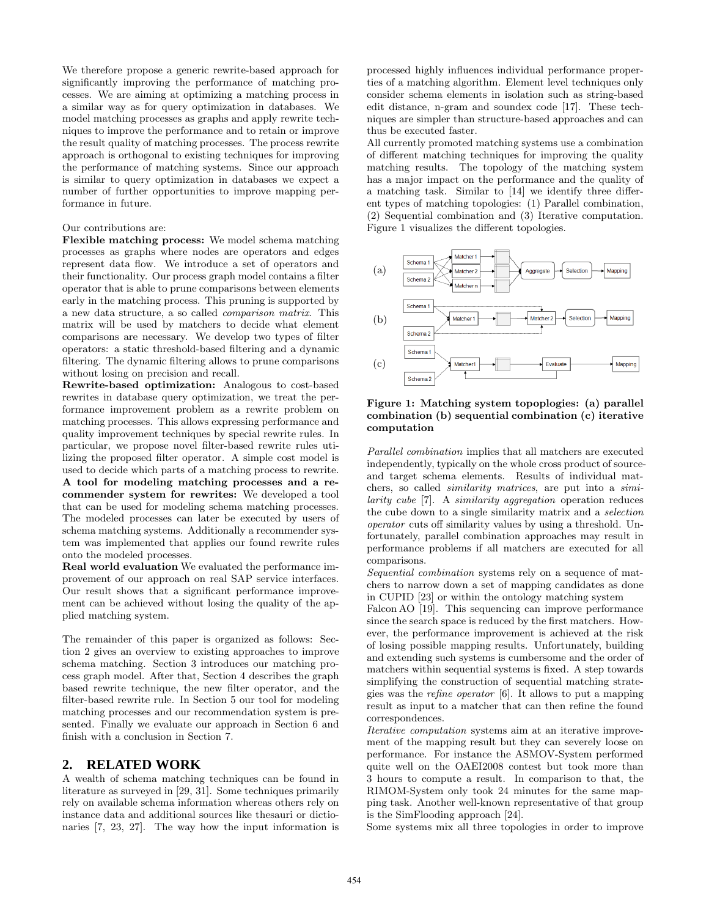We therefore propose a generic rewrite-based approach for significantly improving the performance of matching processes. We are aiming at optimizing a matching process in a similar way as for query optimization in databases. We model matching processes as graphs and apply rewrite techniques to improve the performance and to retain or improve the result quality of matching processes. The process rewrite approach is orthogonal to existing techniques for improving the performance of matching systems. Since our approach is similar to query optimization in databases we expect a number of further opportunities to improve mapping performance in future.

Our contributions are:

**Flexible matching process:** We model schema matching processes as graphs where nodes are operators and edges represent data flow. We introduce a set of operators and their functionality. Our process graph model contains a filter operator that is able to prune comparisons between elements early in the matching process. This pruning is supported by a new data structure, a so called *comparison matrix*. This matrix will be used by matchers to decide what element comparisons are necessary. We develop two types of filter operators: a static threshold-based filtering and a dynamic filtering. The dynamic filtering allows to prune comparisons without losing on precision and recall.

**Rewrite-based optimization:** Analogous to cost-based rewrites in database query optimization, we treat the performance improvement problem as a rewrite problem on matching processes. This allows expressing performance and quality improvement techniques by special rewrite rules. In particular, we propose novel filter-based rewrite rules utilizing the proposed filter operator. A simple cost model is used to decide which parts of a matching process to rewrite.

**A tool for modeling matching processes and a recommender system for rewrites:** We developed a tool that can be used for modeling schema matching processes. The modeled processes can later be executed by users of schema matching systems. Additionally a recommender system was implemented that applies our found rewrite rules onto the modeled processes.

**Real world evaluation** We evaluated the performance improvement of our approach on real SAP service interfaces. Our result shows that a significant performance improvement can be achieved without losing the quality of the applied matching system.

The remainder of this paper is organized as follows: Section 2 gives an overview to existing approaches to improve schema matching. Section 3 introduces our matching process graph model. After that, Section 4 describes the graph based rewrite technique, the new filter operator, and the filter-based rewrite rule. In Section 5 our tool for modeling matching processes and our recommendation system is presented. Finally we evaluate our approach in Section 6 and finish with a conclusion in Section 7.

## 2. RELATED WORK

A wealth of schema matching techniques can be found in literature as surveyed in [29, 31]. Some techniques primarily rely on available schema information whereas others rely on instance data and additional sources like thesauri or dictionaries [7, 23, 27]. The way how the input information is processed highly influences individual performance properties of a matching algorithm. Element level techniques only consider schema elements in isolation such as string-based edit distance, n-gram and soundex code [17]. These techniques are simpler than structure-based approaches and can thus be executed faster.

All currently promoted matching systems use a combination of different matching techniques for improving the quality matching results. The topology of the matching system has a major impact on the performance and the quality of a matching task. Similar to [14] we identify three different types of matching topologies: (1) Parallel combination, (2) Sequential combination and (3) Iterative computation. Figure 1 visualizes the different topologies.

**Figure 1: Matching system topoplogies: (a) parallel combination (b) sequential combination (c) iterative computation**

*Parallel combination* implies that all matchers are executed independently, typically on the whole cross product of source- and target schema elements. Results of individual matchers, so called *similarity matrices*, are put into a *similarity cube* [7]. A *similarity aggregation* operation reduces the cube down to a single similarity matrix and a *selection operator* cuts off similarity values by using a threshold. Unfortunately, parallel combination approaches may result in performance problems if all matchers are executed for all comparisons.

*Sequential combination* systems rely on a sequence of matchers to narrow down a set of mapping candidates as done in CUPID [23] or within the ontology matching system Falcon AO [19]. This sequencing can improve performance since the search space is reduced by the first matchers. However, the performance improvement is achieved at the risk of losing possible mapping results. Unfortunately, building and extending such systems is cumbersome and the order of matchers within sequential systems is fixed. A step towards simplifying the construction of sequential matching strategies was the *refine operator* [6]. It allows to put a mapping result as input to a matcher that can then refine the found correspondences.

*Iterative computation* systems aim at an iterative improvement of the mapping result but they can severely loose on performance. For instance the ASMOV-System performed quite well on the OAEI2008 contest but took more than 3 hours to compute a result. In comparison to that, the RIMOM-System only took 24 minutes for the same mapping task. Another well-known representative of that group is the SimFlooding approach [24].

Some systems mix all three topologies in order to improve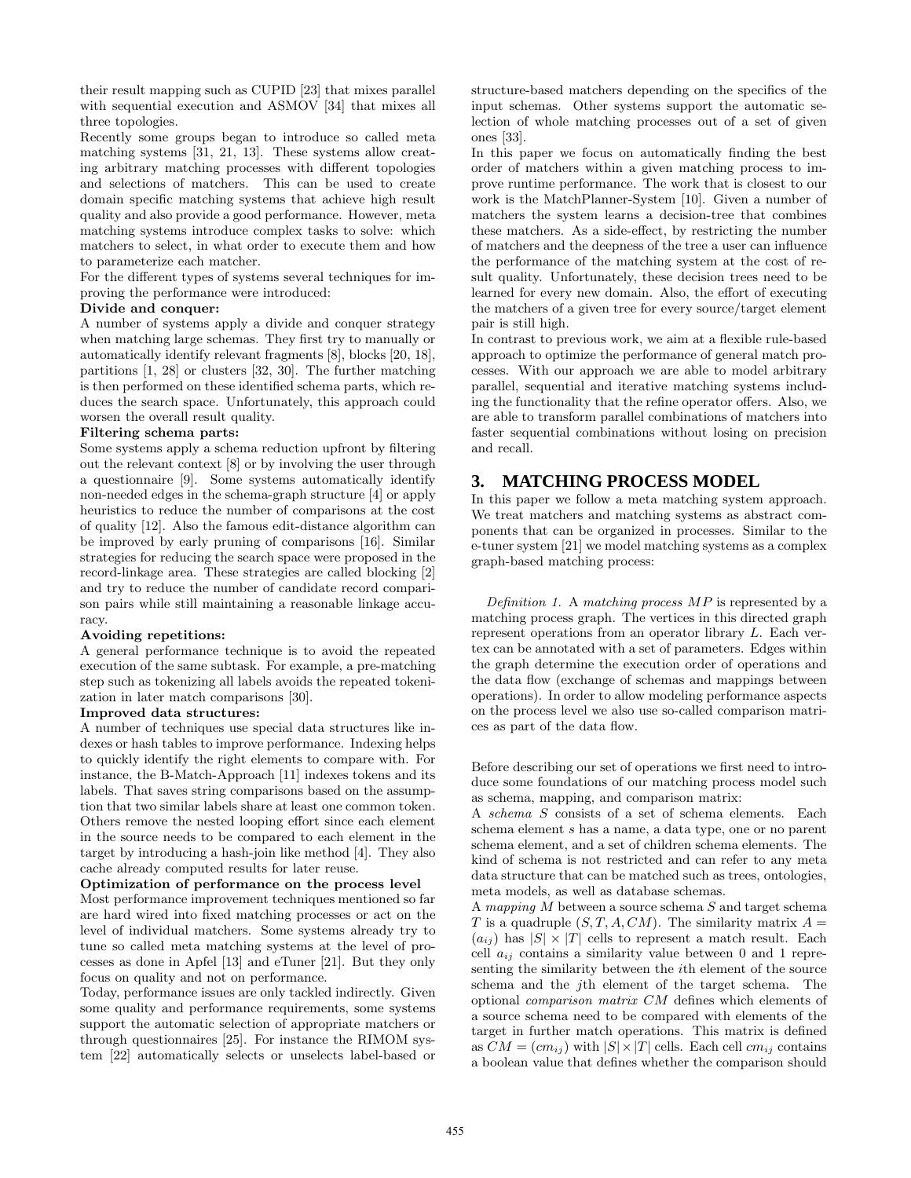their result mapping such as CUPID [23] that mixes parallel with sequential execution and ASMOV [34] that mixes all three topologies.

Recently some groups began to introduce so called meta matching systems [31, 21, 13]. These systems allow creating arbitrary matching processes with different topologies and selections of matchers. This can be used to create domain specific matching systems that achieve high result quality and also provide a good performance. However, meta matching systems introduce complex tasks to solve: which matchers to select, in what order to execute them and how to parameterize each matcher.

For the different types of systems several techniques for improving the performance were introduced:

**Divide and conquer:**

A number of systems apply a divide and conquer strategy when matching large schemas. They first try to manually or automatically identify relevant fragments [8], blocks [20, 18], partitions [1, 28] or clusters [32, 30]. The further matching is then performed on these identified schema parts, which reduces the search space. Unfortunately, this approach could worsen the overall result quality.

**Filtering schema parts:**

Some systems apply a schema reduction upfront by filtering out the relevant context [8] or by involving the user through a questionnaire [9]. Some systems automatically identify non-needed edges in the schema-graph structure [4] or apply heuristics to reduce the number of comparisons at the cost of quality [12]. Also the famous edit-distance algorithm can be improved by early pruning of comparisons [16]. Similar strategies for reducing the search space were proposed in the record-linkage area. These strategies are called blocking [2] and try to reduce the number of candidate record comparison pairs while still maintaining a reasonable linkage accuracy.

**Avoiding repetitions:**

A general performance technique is to avoid the repeated execution of the same subtask. For example, a pre-matching step such as tokenizing all labels avoids the repeated tokenization in later match comparisons [30].

**Improved data structures:**

A number of techniques use special data structures like indexes or hash tables to improve performance. Indexing helps to quickly identify the right elements to compare with. For instance, the B-Match-Approach [11] indexes tokens and its labels. That saves string comparisons based on the assumption that two similar labels share at least one common token. Others remove the nested looping effort since each element in the source needs to be compared to each element in the target by introducing a hash-join like method [4]. They also cache already computed results for later reuse.

**Optimization of performance on the process level**

Most performance improvement techniques mentioned so far are hard wired into fixed matching processes or act on the level of individual matchers. Some systems already try to tune so called meta matching systems at the level of processes as done in Apfel [13] and eTuner [21]. But they only focus on quality and not on performance.

Today, performance issues are only tackled indirectly. Given some quality and performance requirements, some systems support the automatic selection of appropriate matchers or through questionnaires [25]. For instance the RIMOM system [22] automatically selects or unselects label-based or structure-based matchers depending on the specifics of the input schemas. Other systems support the automatic selection of whole matching processes out of a set of given ones [33].

In this paper we focus on automatically finding the best order of matchers within a given matching process to improve runtime performance. The work that is closest to our work is the MatchPlanner-System [10]. Given a number of matchers the system learns a decision-tree that combines these matchers. As a side-effect, by restricting the number of matchers and the deepness of the tree a user can influence the performance of the matching system at the cost of result quality. Unfortunately, these decision trees need to be learned for every new domain. Also, the effort of executing the matchers of a given tree for every source/target element pair is still high.

In contrast to previous work, we aim at a flexible rule-based approach to optimize the performance of general match processes. With our approach we are able to model arbitrary parallel, sequential and iterative matching systems including the functionality that the refine operator offers. Also, we are able to transform parallel combinations of matchers into faster sequential combinations without losing on precision and recall.

# 3. MATCHING PROCESS MODEL

In this paper we follow a meta matching system approach. We treat matchers and matching systems as abstract components that can be organized in processes. Similar to the e-tuner system [21] we model matching systems as a complex graph-based matching process:

*Definition 1.* A *matching process* $MP$ is represented by a matching process graph. The vertices in this directed graph represent operations from an operator library $L$. Each vertex can be annotated with a set of parameters. Edges within the graph determine the execution order of operations and the data flow (exchange of schemas and mappings between operations). In order to allow modeling performance aspects on the process level we also use so-called comparison matrices as part of the data flow.

Before describing our set of operations we first need to introduce some foundations of our matching process model such as schema, mapping, and comparison matrix:

A *schema* $S$ consists of a set of schema elements. Each schema element $s$ has a name, a data type, one or no parent schema element, and a set of children schema elements. The kind of schema is not restricted and can refer to any meta data structure that can be matched such as trees, ontologies, meta models, as well as database schemas.

A *mapping* $M$ between a source schema $S$ and target schema $T$ is a quadruple $(S, T, A, CM)$. The similarity matrix $A = (a_{ij})$ has $|S| \times |T|$ cells to represent a match result. Each cell $a_{ij}$ contains a similarity value between 0 and 1 representing the similarity between the $i$th element of the source schema and the $j$th element of the target schema. The optional *comparison matrix* $CM$ defines which elements of a source schema need to be compared with elements of the target in further match operations. This matrix is defined as $CM = (cm_{ij})$ with $|S| \times |T|$ cells. Each cell $cm_{ij}$ contains a boolean value that defines whether the comparison should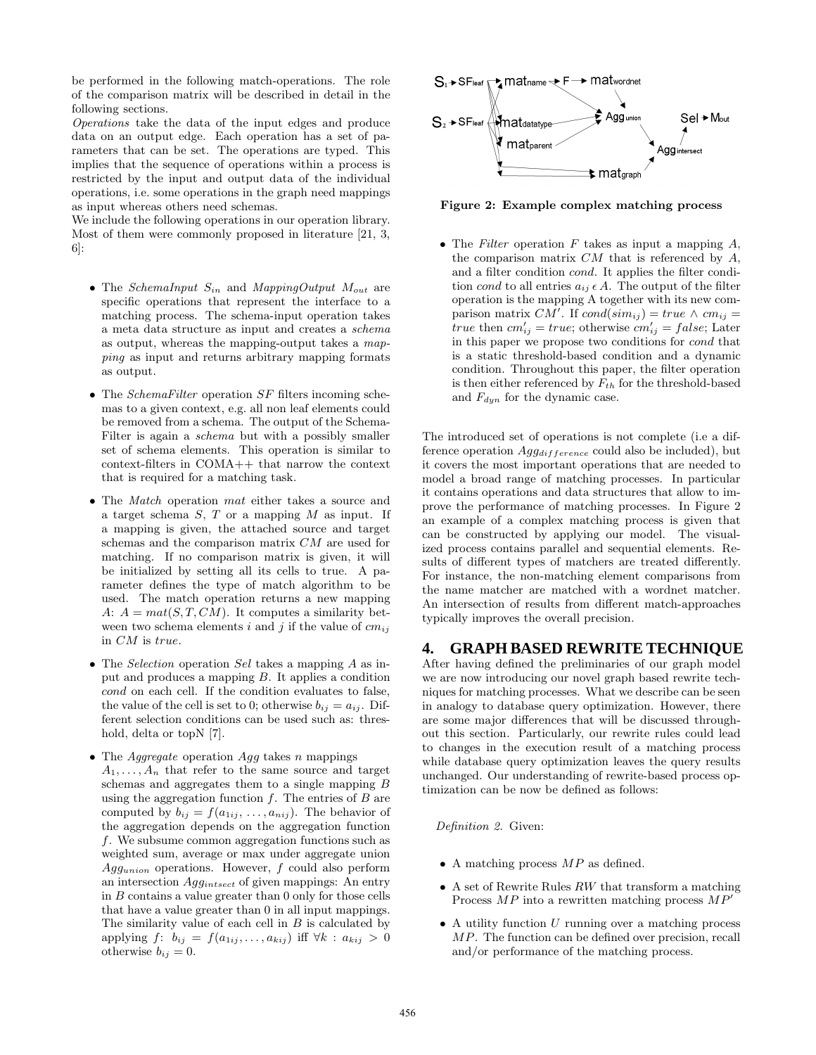be performed in the following match-operations. The role of the comparison matrix will be described in detail in the following sections.

*Operations* take the data of the input edges and produce data on an output edge. Each operation has a set of parameters that can be set. The operations are typed. This implies that the sequence of operations within a process is restricted by the input and output data of the individual operations, i.e. some operations in the graph need mappings as input whereas others need schemas.

We include the following operations in our operation library. Most of them were commonly proposed in literature [21, 3, 6]:

- The *SchemaInput* $S_{in}$ and *MappingOutput* $M_{out}$ are specific operations that represent the interface to a matching process. The schema-input operation takes a meta data structure as input and creates a *schema* as output, whereas the mapping-output takes a *mapping* as input and returns arbitrary mapping formats as output.
- The *SchemaFilter* operation $SF$ filters incoming schemas to a given context, e.g. all non leaf elements could be removed from a schema. The output of the Schema-Filter is again a *schema* but with a possibly smaller set of schema elements. This operation is similar to context-filters in COMA++ that narrow the context that is required for a matching task.
- The *Match* operation $mat$ either takes a source and a target schema $S$, $T$ or a mapping $M$ as input. If a mapping is given, the attached source and target schemas and the comparison matrix $CM$ are used for matching. If no comparison matrix is given, it will be initialized by setting all its cells to true. A parameter defines the type of match algorithm to be used. The match operation returns a new mapping $A$: $A = mat(S, T, CM)$. It computes a similarity between two schema elements $i$ and $j$ if the value of $cm_{ij}$ in $CM$ is *true*.
- The *Selection* operation $Sel$ takes a mapping $A$ as input and produces a mapping $B$. It applies a condition *cond* on each cell. If the condition evaluates to false, the value of the cell is set to 0; otherwise $b_{ij} = a_{ij}$. Different selection conditions can be used such as: threshold, delta or topN [7].
- The *Aggregate* operation $Agg$ takes $n$ mappings $A_1, \ldots, A_n$ that refer to the same source and target schemas and aggregates them to a single mapping $B$ using the aggregation function $f$. The entries of $B$ are computed by $b_{ij} = f(a_{1ij}, \ldots, a_{nij})$. The behavior of the aggregation depends on the aggregation function $f$. We subsume common aggregation functions such as weighted sum, average or max under aggregate union $Agg_{union}$ operations. However, $f$ could also perform an intersection $Agg_{intsect}$ of given mappings: An entry in $B$ contains a value greater than 0 only for those cells that have a value greater than 0 in all input mappings. The similarity value of each cell in $B$ is calculated by applying $f$: $b_{ij} = f(a_{1ij}, \ldots, a_{kij})$ iff $\forall k : a_{kij} > 0$ otherwise $b_{ij} = 0$.

**Figure 2: Example complex matching process**

- The *Filter* operation $F$ takes as input a mapping $A$, the comparison matrix $CM$ that is referenced by $A$, and a filter condition *cond*. It applies the filter condition *cond* to all entries $a_{ij} \epsilon A$. The output of the filter operation is the mapping A together with its new comparison matrix $CM'$. If $cond(sim_{ij}) = true \wedge cm_{ij} = true$ then $cm'_{ij} = true$; otherwise $cm'_{ij} = false$; Later in this paper we propose two conditions for *cond* that is a static threshold-based condition and a dynamic condition. Throughout this paper, the filter operation is then either referenced by $F_{th}$ for the threshold-based and $F_{dyn}$ for the dynamic case.

The introduced set of operations is not complete (i.e a difference operation $Agg_{difference}$ could also be included), but it covers the most important operations that are needed to model a broad range of matching processes. In particular it contains operations and data structures that allow to improve the performance of matching processes. In Figure 2 an example of a complex matching process is given that can be constructed by applying our model. The visualized process contains parallel and sequential elements. Results of different types of matchers are treated differently. For instance, the non-matching element comparisons from the name matcher are matched with a wordnet matcher. An intersection of results from different match-approaches typically improves the overall precision.

# 4. GRAPH BASED REWRITE TECHNIQUE

After having defined the preliminaries of our graph model we are now introducing our novel graph based rewrite techniques for matching processes. What we describe can be seen in analogy to database query optimization. However, there are some major differences that will be discussed throughout this section. Particularly, our rewrite rules could lead to changes in the execution result of a matching process while database query optimization leaves the query results unchanged. Our understanding of rewrite-based process optimization can be now be defined as follows:

*Definition 2.* Given:

- A matching process $MP$ as defined.
- A set of Rewrite Rules $RW$ that transform a matching Process $MP$ into a rewritten matching process $MP'$
- A utility function $U$ running over a matching process $MP$. The function can be defined over precision, recall and/or performance of the matching process.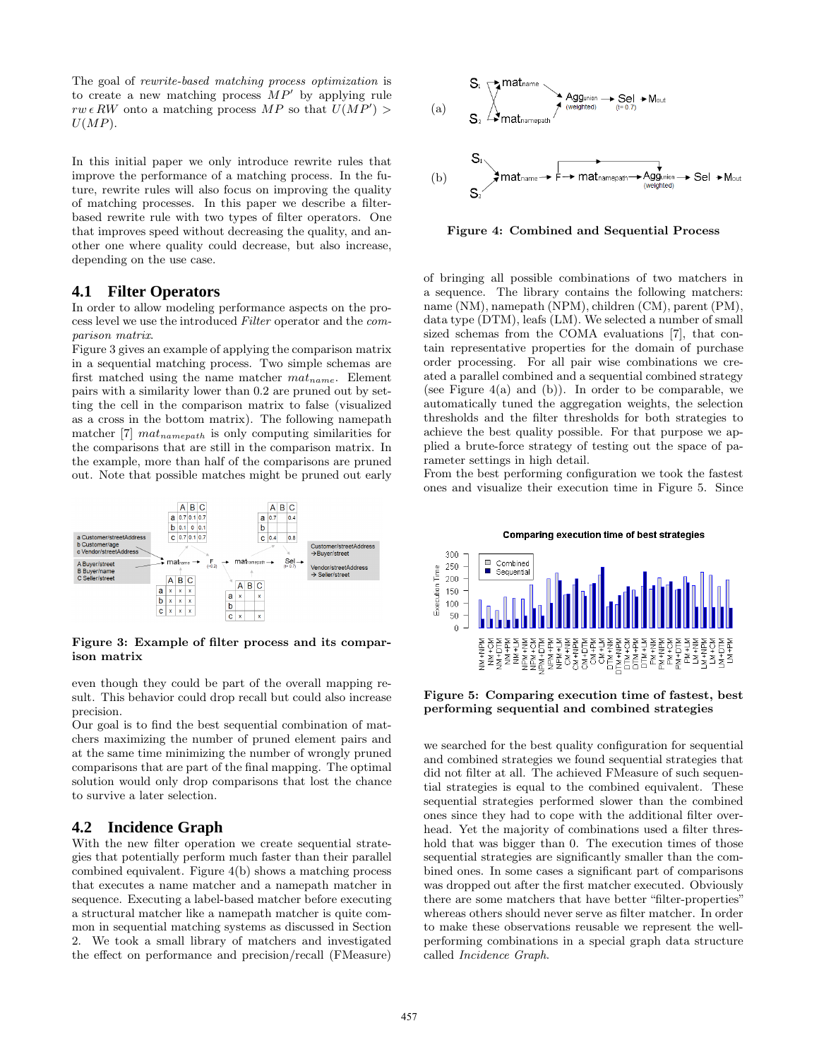The goal of *rewrite-based matching process optimization* is to create a new matching process $MP'$ by applying rule $rw \in RW$ onto a matching process $MP$ so that $U(MP') > U(MP)$.

In this initial paper we only introduce rewrite rules that improve the performance of a matching process. In the future, rewrite rules will also focus on improving the quality of matching processes. In this paper we describe a filter-based rewrite rule with two types of filter operators. One that improves speed without decreasing the quality, and another one where quality could decrease, but also increase, depending on the use case.

## 4.1 Filter Operators

In order to allow modeling performance aspects on the process level we use the introduced *Filter* operator and the *comparison matrix*.

Figure 3 gives an example of applying the comparison matrix in a sequential matching process. Two simple schemas are first matched using the name matcher $mat_{name}$. Element pairs with a similarity lower than 0.2 are pruned out by setting the cell in the comparison matrix to false (visualized as a cross in the bottom matrix). The following namepath matcher [7] $mat_{namepath}$ is only computing similarities for the comparisons that are still in the comparison matrix. In the example, more than half of the comparisons are pruned out. Note that possible matches might be pruned out early even though they could be part of the overall mapping result. This behavior could drop recall but could also increase precision.

**Figure 3: Example of filter process and its comparison matrix**

Our goal is to find the best sequential combination of matchers maximizing the number of pruned element pairs and at the same time minimizing the number of wrongly pruned comparisons that are part of the final mapping. The optimal solution would only drop comparisons that lost the chance to survive a later selection.

## 4.2 Incidence Graph

With the new filter operation we create sequential strategies that potentially perform much faster than their parallel combined equivalent. Figure 4(b) shows a matching process that executes a name matcher and a namepath matcher in sequence. Executing a label-based matcher before executing a structural matcher like a namepath matcher is quite common in sequential matching systems as discussed in Section 2. We took a small library of matchers and investigated the effect on performance and precision/recall (FMeasure) of bringing all possible combinations of two matchers in a sequence. The library contains the following matchers: name (NM), namepath (NPM), children (CM), parent (PM), data type (DTM), leafs (LM). We selected a number of small sized schemas from the COMA evaluations [7], that contain representative properties for the domain of purchase order processing. For all pair wise combinations we created a parallel combined and a sequential combined strategy (see Figure 4(a) and (b)). In order to be comparable, we automatically tuned the aggregation weights, the selection thresholds and the filter thresholds for both strategies to achieve the best quality possible. For that purpose we applied a brute-force strategy of testing out the space of parameter settings in high detail.

**Figure 4: Combined and Sequential Process**

From the best performing configuration we took the fastest ones and visualize their execution time in Figure 5. Since we searched for the best quality configuration for sequential and combined strategies we found sequential strategies that did not filter at all. The achieved FMeasure of such sequential strategies is equal to the combined equivalent. These sequential strategies performed slower than the combined ones since they had to cope with the additional filter overhead. Yet the majority of combinations used a filter threshold that was bigger than 0. The execution times of those sequential strategies are significantly smaller than the combined ones. In some cases a significant part of comparisons was dropped out after the first matcher executed. Obviously there are some matchers that have better "filter-properties" whereas others should never serve as filter matcher. In order to make these observations reusable we represent the well-performing combinations in a special graph data structure called *Incidence Graph*.

**Figure 5: Comparing execution time of fastest, best performing sequential and combined strategies**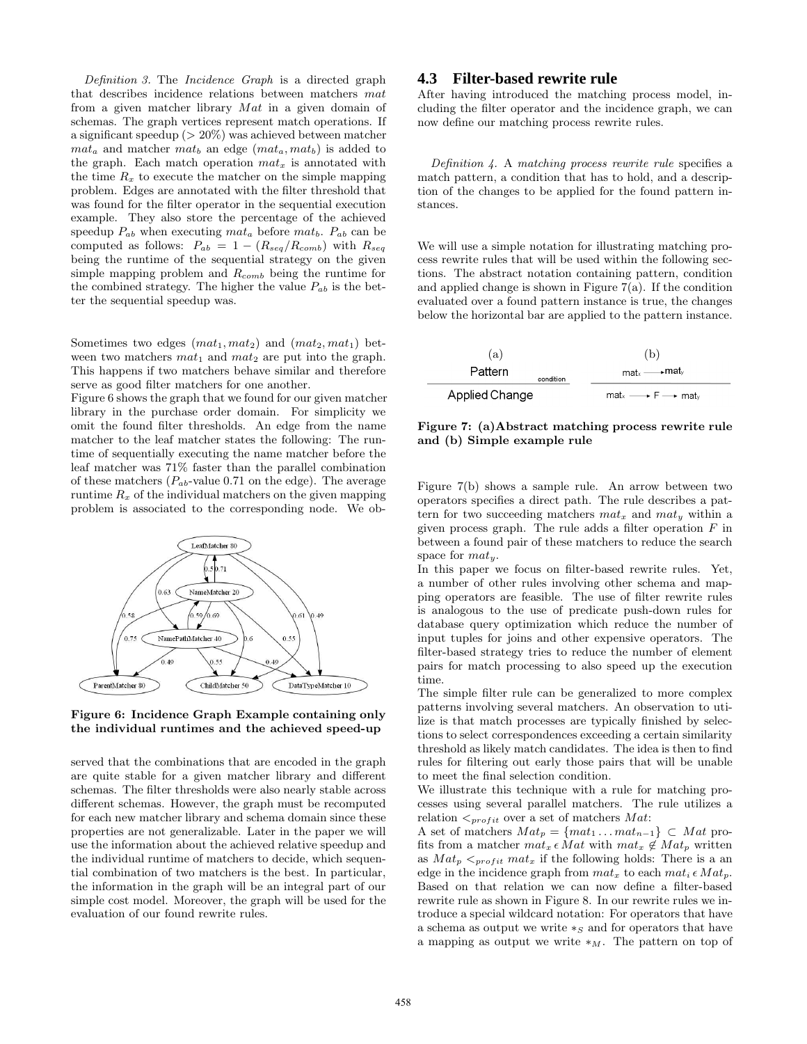*Definition 3.* The *Incidence Graph* is a directed graph that describes incidence relations between matchers $mat$ from a given matcher library $Mat$ in a given domain of schemas. The graph vertices represent match operations. If a significant speedup ($> 20\%$) was achieved between matcher $mat_a$ and matcher $mat_b$ an edge $(mat_a, mat_b)$ is added to the graph. Each match operation $mat_x$ is annotated with the time $R_x$ to execute the matcher on the simple mapping problem. Edges are annotated with the filter threshold that was found for the filter operator in the sequential execution example. They also store the percentage of the achieved speedup $P_{ab}$ when executing $mat_a$ before $mat_b$. $P_{ab}$ can be computed as follows: $P_{ab} = 1 - (R_{seq}/R_{comb})$ with $R_{seq}$ being the runtime of the sequential strategy on the given simple mapping problem and $R_{comb}$ being the runtime for the combined strategy. The higher the value $P_{ab}$ is the better the sequential speedup was.

Sometimes two edges $(mat_1, mat_2)$ and $(mat_2, mat_1)$ between two matchers $mat_1$ and $mat_2$ are put into the graph. This happens if two matchers behave similar and therefore serve as good filter matchers for one another.

Figure 6 shows the graph that we found for our given matcher library in the purchase order domain. For simplicity we omit the found filter thresholds. An edge from the name matcher to the leaf matcher states the following: The runtime of sequentially executing the name matcher before the leaf matcher was 71% faster than the parallel combination of these matchers ($P_{ab}$-value 0.71 on the edge). The average runtime $R_x$ of the individual matchers on the given mapping problem is associated to the corresponding node. We observed that the combinations that are encoded in the graph are quite stable for a given matcher library and different schemas. The filter thresholds were also nearly stable across different schemas. However, the graph must be recomputed for each new matcher library and schema domain since these properties are not generalizable. Later in the paper we will use the information about the achieved relative speedup and the individual runtime of matchers to decide, which sequential combination of two matchers is the best. In particular, the information in the graph will be an integral part of our simple cost model. Moreover, the graph will be used for the evaluation of our found rewrite rules.

**Figure 6: Incidence Graph Example containing only the individual runtimes and the achieved speed-up**

## 4.3 Filter-based rewrite rule

After having introduced the matching process model, including the filter operator and the incidence graph, we can now define our matching process rewrite rules.

*Definition 4.* A *matching process rewrite rule* specifies a match pattern, a condition that has to hold, and a description of the changes to be applied for the found pattern instances.

We will use a simple notation for illustrating matching process rewrite rules that will be used within the following sections. The abstract notation containing pattern, condition and applied change is shown in Figure 7(a). If the condition evaluated over a found pattern instance is true, the changes below the horizontal bar are applied to the pattern instance.

**Figure 7: (a)Abstract matching process rewrite rule and (b) Simple example rule**

Figure 7(b) shows a sample rule. An arrow between two operators specifies a direct path. The rule describes a pattern for two succeeding matchers $mat_x$ and $mat_y$ within a given process graph. The rule adds a filter operation $F$ in between a found pair of these matchers to reduce the search space for $mat_y$.

In this paper we focus on filter-based rewrite rules. Yet, a number of other rules involving other schema and mapping operators are feasible. The use of filter rewrite rules is analogous to the use of predicate push-down rules for database query optimization which reduce the number of input tuples for joins and other expensive operators. The filter-based strategy tries to reduce the number of element pairs for match processing to also speed up the execution time.

The simple filter rule can be generalized to more complex patterns involving several matchers. An observation to utilize is that match processes are typically finished by selections to select correspondences exceeding a certain similarity threshold as likely match candidates. The idea is then to find rules for filtering out early those pairs that will be unable to meet the final selection condition.

We illustrate this technique with a rule for matching processes using several parallel matchers. The rule utilizes a relation $<_{profit}$ over a set of matchers $Mat$:

A set of matchers $Mat_p = \{mat_1 \dots mat_{n-1}\} \subset Mat$ profits from a matcher $mat_x \epsilon Mat$ with $mat_x \notin Mat_p$ written as $Mat_p <_{profit} mat_x$ if the following holds: There is an edge in the incidence graph from $mat_x$ to each $mat_i \epsilon Mat_p$. Based on that relation we can now define a filter-based rewrite rule as shown in Figure 8. In our rewrite rules we introduce a special wildcard notation: For operators that have a schema as output we write $*_S$ and for operators that have a mapping as output we write $*_M$. The pattern on top of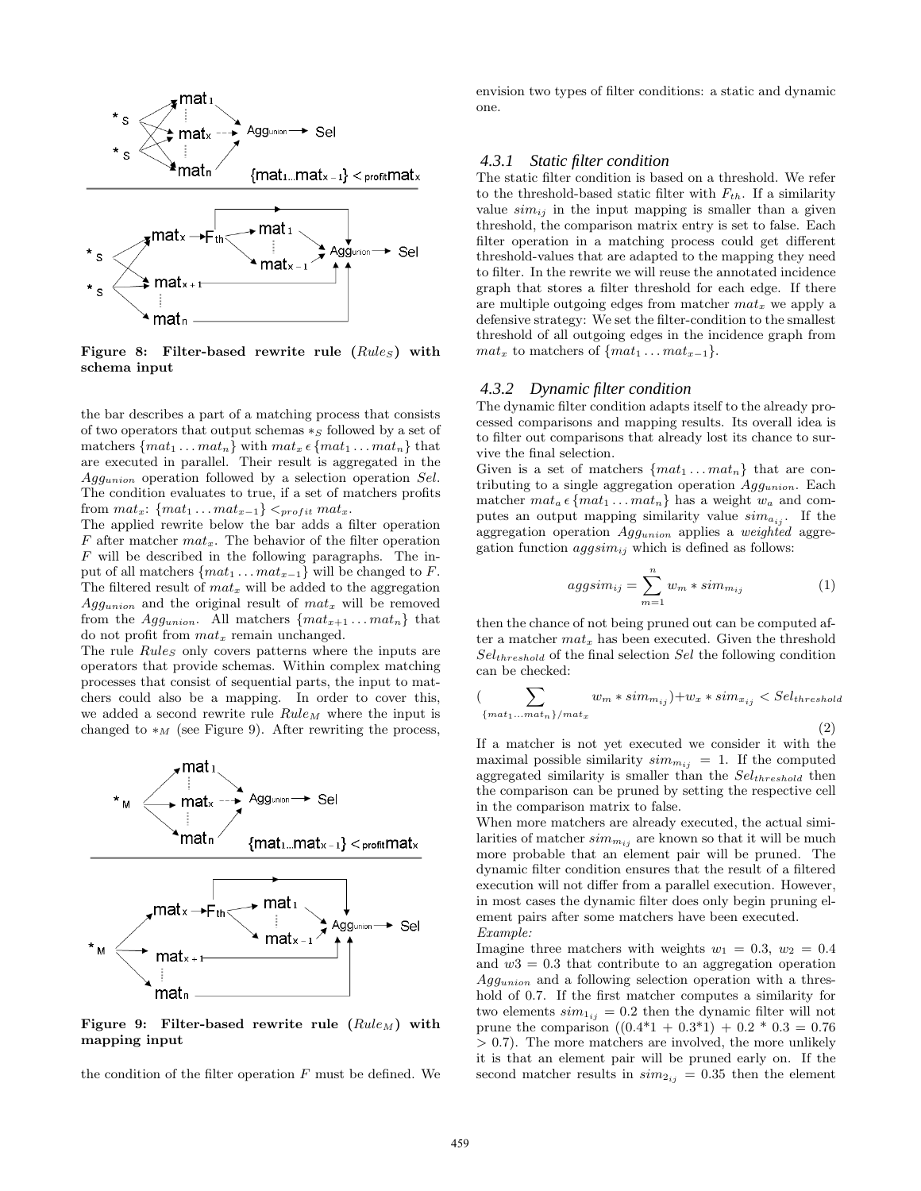Figure 8: Filter-based rewrite rule ($Rule_S$) with schema input

the bar describes a part of a matching process that consists of two operators that output schemas $*_S$ followed by a set of matchers $\{mat_1 \dots mat_n\}$ with $mat_x \epsilon \{mat_1 \dots mat_n\}$ that are executed in parallel. Their result is aggregated in the $Agg_{union}$ operation followed by a selection operation $Sel$. The condition evaluates to true, if a set of matchers profits from $mat_x$: $\{mat_1 \dots mat_{x-1}\} <_{profit} mat_x$.

The applied rewrite below the bar adds a filter operation $F$ after matcher $mat_x$. The behavior of the filter operation $F$ will be described in the following paragraphs. The input of all matchers $\{mat_1 \dots mat_{x-1}\}$ will be changed to $F$. The filtered result of $mat_x$ will be added to the aggregation $Agg_{union}$ and the original result of $mat_x$ will be removed from the $Agg_{union}$. All matchers $\{mat_{x+1} \dots mat_n\}$ that do not profit from $mat_x$ remain unchanged.

The rule $Rule_S$ only covers patterns where the inputs are operators that provide schemas. Within complex matching processes that consist of sequential parts, the input to matchers could also be a mapping. In order to cover this, we added a second rewrite rule $Rule_M$ where the input is changed to $*_M$ (see Figure 9). After rewriting the process,

Figure 9: Filter-based rewrite rule ($Rule_M$) with mapping input

the condition of the filter operation $F$ must be defined. We envision two types of filter conditions: a static and dynamic one.

### 4.3.1 Static filter condition

The static filter condition is based on a threshold. We refer to the threshold-based static filter with $F_{th}$. If a similarity value $sim_{ij}$ in the input mapping is smaller than a given threshold, the comparison matrix entry is set to false. Each filter operation in a matching process could get different threshold-values that are adapted to the mapping they need to filter. In the rewrite we will reuse the annotated incidence graph that stores a filter threshold for each edge. If there are multiple outgoing edges from matcher $mat_x$ we apply a defensive strategy: We set the filter-condition to the smallest threshold of all outgoing edges in the incidence graph from $mat_x$ to matchers of $\{mat_1 \dots mat_{x-1}\}$.

### 4.3.2 Dynamic filter condition

The dynamic filter condition adapts itself to the already processed comparisons and mapping results. Its overall idea is to filter out comparisons that already lost its chance to survive the final selection.

Given is a set of matchers $\{mat_1 \dots mat_n\}$ that are contributing to a single aggregation operation $Agg_{union}$. Each matcher $mat_a \epsilon \{mat_1 \dots mat_n\}$ has a weight $w_a$ and computes an output mapping similarity value $sim_{a_{ij}}$. If the aggregation operation $Agg_{union}$ applies a *weighted* aggregation function $aggsim_{ij}$ which is defined as follows:

$$aggsim_{ij} = \sum_{m=1}^{n} w_m * sim_{m_{ij}} \quad (1)$$

then the chance of not being pruned out can be computed after a matcher $mat_x$ has been executed. Given the threshold $Sel_{threshold}$ of the final selection $Sel$ the following condition can be checked:

$$\Big(\sum_{\{mat_1 \dots mat_n\}/mat_x} w_m * sim_{m_{ij}}\Big) + w_x * sim_{x_{ij}} < Sel_{threshold} \quad (2)$$

If a matcher is not yet executed we consider it with the maximal possible similarity $sim_{m_{ij}} = 1$. If the computed aggregated similarity is smaller than the $Sel_{threshold}$ then the comparison can be pruned by setting the respective cell in the comparison matrix to false.

When more matchers are already executed, the actual similarities of matcher $sim_{m_{ij}}$ are known so that it will be much more probable that an element pair will be pruned. The dynamic filter condition ensures that the result of a filtered execution will not differ from a parallel execution. However, in most cases the dynamic filter does only begin pruning element pairs after some matchers have been executed.

*Example:*

Imagine three matchers with weights $w_1 = 0.3$, $w_2 = 0.4$ and $w3 = 0.3$ that contribute to an aggregation operation $Agg_{union}$ and a following selection operation with a threshold of 0.7. If the first matcher computes a similarity for two elements $sim_{1_{ij}} = 0.2$ then the dynamic filter will not prune the comparison ($(0.4*1 + 0.3*1) + 0.2 * 0.3 = 0.76 > 0.7$). The more matchers are involved, the more unlikely it is that an element pair will be pruned early on. If the second matcher results in $sim_{2_{ij}} = 0.35$ then the element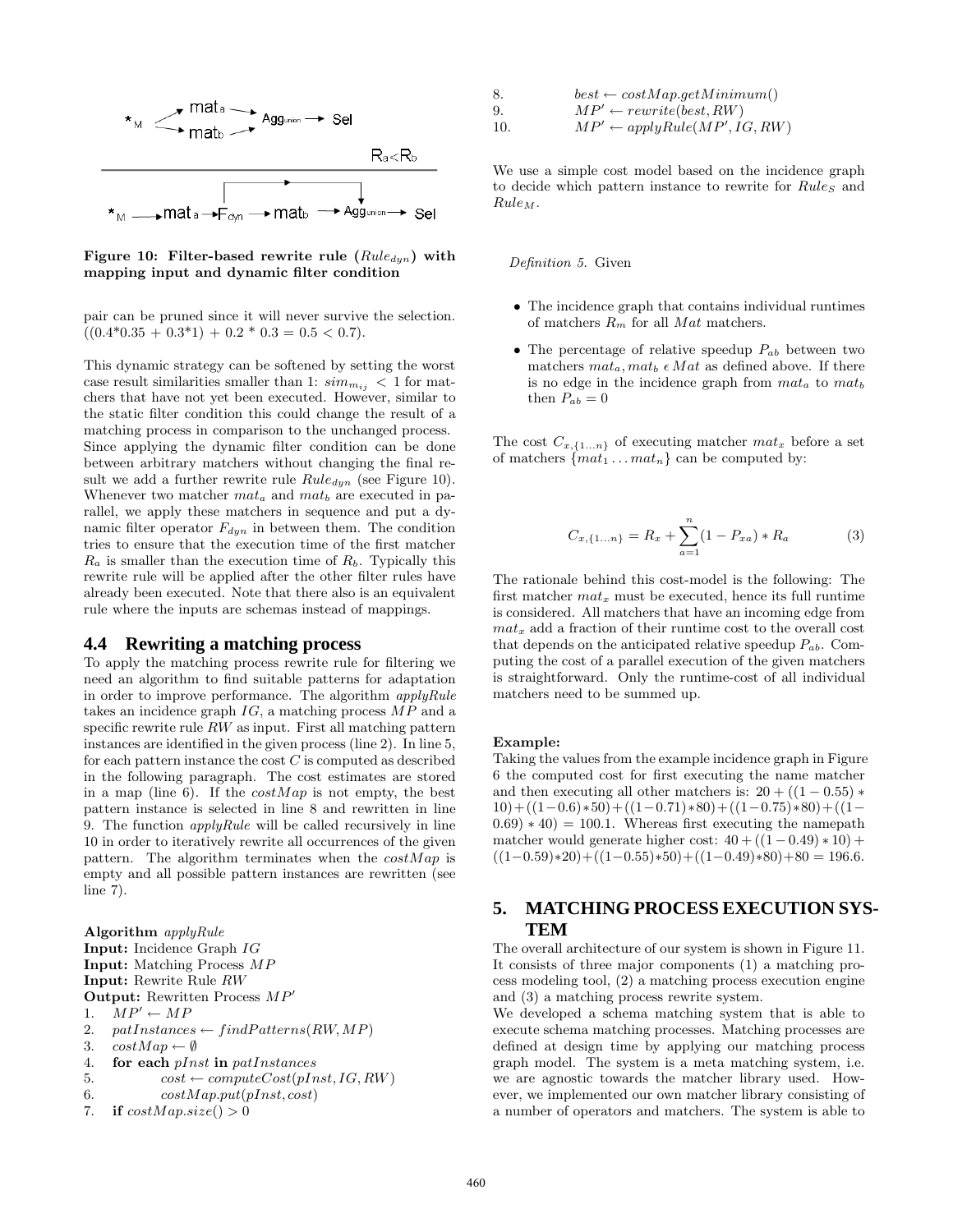Figure 10: Filter-based rewrite rule ($Rule_{dyn}$) with mapping input and dynamic filter condition

pair can be pruned since it will never survive the selection. $((0.4*0.35 + 0.3*1) + 0.2 * 0.3 = 0.5 < 0.7)$.

This dynamic strategy can be softened by setting the worst case result similarities smaller than 1: $sim_{m_{ij}} < 1$ for matchers that have not yet been executed. However, similar to the static filter condition this could change the result of a matching process in comparison to the unchanged process. Since applying the dynamic filter condition can be done between arbitrary matchers without changing the final result we add a further rewrite rule $Rule_{dyn}$ (see Figure 10). Whenever two matcher $mat_a$ and $mat_b$ are executed in parallel, we apply these matchers in sequence and put a dynamic filter operator $F_{dyn}$ in between them. The condition tries to ensure that the execution time of the first matcher $R_a$ is smaller than the execution time of $R_b$. Typically this rewrite rule will be applied after the other filter rules have already been executed. Note that there also is an equivalent rule where the inputs are schemas instead of mappings.

## 4.4 Rewriting a matching process

To apply the matching process rewrite rule for filtering we need an algorithm to find suitable patterns for adaptation in order to improve performance. The algorithm *applyRule* takes an incidence graph $IG$, a matching process $MP$ and a specific rewrite rule $RW$ as input. First all matching pattern instances are identified in the given process (line 2). In line 5, for each pattern instance the cost $C$ is computed as described in the following paragraph. The cost estimates are stored in a map (line 6). If the $costMap$ is not empty, the best pattern instance is selected in line 8 and rewritten in line 9. The function *applyRule* will be called recursively in line 10 in order to iteratively rewrite all occurrences of the given pattern. The algorithm terminates when the $costMap$ is empty and all possible pattern instances are rewritten (see line 7).

**Algorithm** *applyRule*
**Input:** Incidence Graph $IG$
**Input:** Matching Process $MP$
**Input:** Rewrite Rule $RW$
**Output:** Rewritten Process $MP'$

1. $MP' \leftarrow MP$
2. $patInstances \leftarrow findPatterns(RW, MP)$
3. $costMap \leftarrow \emptyset$
4. **for each** $pInst$ **in** $patInstances$
5. $\quad cost \leftarrow computeCost(pInst, IG, RW)$
6. $\quad costMap.put(pInst, cost)$
7. **if** $costMap.size() > 0$
8. $\quad best \leftarrow costMap.getMinimum()$
9. $\quad MP' \leftarrow rewrite(best, RW)$
10. $\quad MP' \leftarrow applyRule(MP', IG, RW)$

We use a simple cost model based on the incidence graph to decide which pattern instance to rewrite for $Rule_S$ and $Rule_M$.

*Definition 5.* Given

- The incidence graph that contains individual runtimes of matchers $R_m$ for all $Mat$ matchers.
- The percentage of relative speedup $P_{ab}$ between two matchers $mat_a, mat_b \in Mat$ as defined above. If there is no edge in the incidence graph from $mat_a$ to $mat_b$ then $P_{ab} = 0$

The cost $C_{x,\{1...n\}}$ of executing matcher $mat_x$ before a set of matchers $\{mat_1 \dots mat_n\}$ can be computed by:

$$C_{x,\{1...n\}} = R_x + \sum_{a=1}^{n}(1 - P_{xa}) * R_a \tag{3}$$

The rationale behind this cost-model is the following: The first matcher $mat_x$ must be executed, hence its full runtime is considered. All matchers that have an incoming edge from $mat_x$ add a fraction of their runtime cost to the overall cost that depends on the anticipated relative speedup $P_{ab}$. Computing the cost of a parallel execution of the given matchers is straightforward. Only the runtime-cost of all individual matchers need to be summed up.

**Example:**
Taking the values from the example incidence graph in Figure 6 the computed cost for first executing the name matcher and then executing all other matchers is: $20 + ((1 - 0.55) * 10) + ((1 - 0.6) * 50) + ((1 - 0.71) * 80) + ((1 - 0.75) * 80) + ((1 - 0.69) * 40) = 100.1$. Whereas first executing the namepath matcher would generate higher cost: $40 + ((1 - 0.49) * 10) + ((1 - 0.59) * 20) + ((1 - 0.55) * 50) + ((1 - 0.49) * 80) + 80 = 196.6$.

# 5. MATCHING PROCESS EXECUTION SYSTEM

The overall architecture of our system is shown in Figure 11. It consists of three major components (1) a matching process modeling tool, (2) a matching process execution engine and (3) a matching process rewrite system.
We developed a schema matching system that is able to execute schema matching processes. Matching processes are defined at design time by applying our matching process graph model. The system is a meta matching system, i.e. we are agnostic towards the matcher library used. However, we implemented our own matcher library consisting of a number of operators and matchers. The system is able to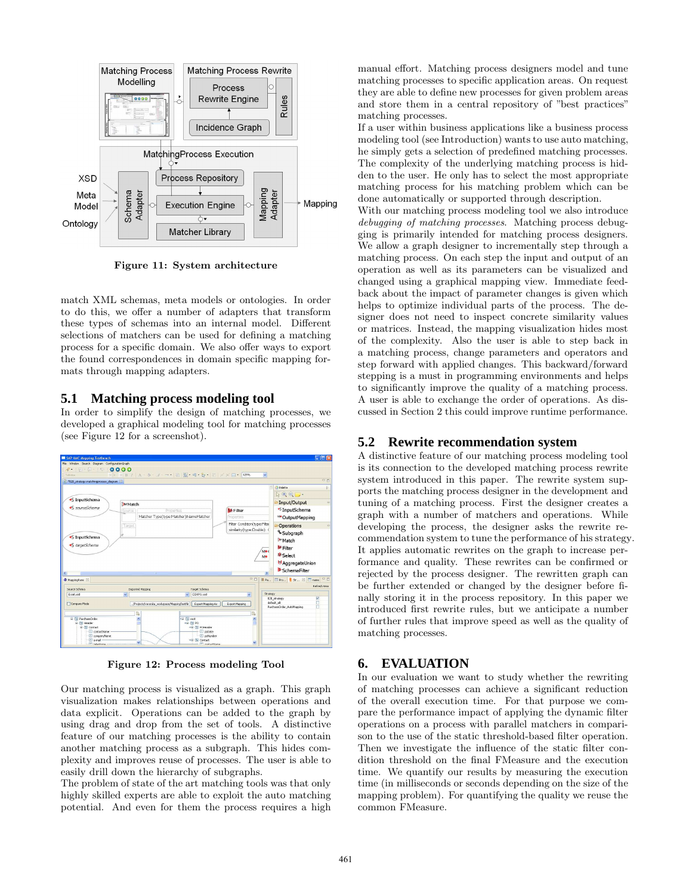Figure 11: System architecture

match XML schemas, meta models or ontologies. In order to do this, we offer a number of adapters that transform these types of schemas into an internal model. Different selections of matchers can be used for defining a matching process for a specific domain. We also offer ways to export the found correspondences in domain specific mapping formats through mapping adapters.

## 5.1 Matching process modeling tool

In order to simplify the design of matching processes, we developed a graphical modeling tool for matching processes (see Figure 12 for a screenshot).

Figure 12: Process modeling Tool

Our matching process is visualized as a graph. This graph visualization makes relationships between operations and data explicit. Operations can be added to the graph by using drag and drop from the set of tools. A distinctive feature of our matching processes is the ability to contain another matching process as a subgraph. This hides complexity and improves reuse of processes. The user is able to easily drill down the hierarchy of subgraphs.

The problem of state of the art matching tools was that only highly skilled experts are able to exploit the auto matching potential. And even for them the process requires a high manual effort. Matching process designers model and tune matching processes to specific application areas. On request they are able to define new processes for given problem areas and store them in a central repository of "best practices" matching processes.

If a user within business applications like a business process modeling tool (see Introduction) wants to use auto matching, he simply gets a selection of predefined matching processes. The complexity of the underlying matching process is hidden to the user. He only has to select the most appropriate matching process for his matching problem which can be done automatically or supported through description.

With our matching process modeling tool we also introduce *debugging of matching processes*. Matching process debugging is primarily intended for matching process designers. We allow a graph designer to incrementally step through a matching process. On each step the input and output of an operation as well as its parameters can be visualized and changed using a graphical mapping view. Immediate feedback about the impact of parameter changes is given which helps to optimize individual parts of the process. The designer does not need to inspect concrete similarity values or matrices. Instead, the mapping visualization hides most of the complexity. Also the user is able to step back in a matching process, change parameters and operators and step forward with applied changes. This backward/forward stepping is a must in programming environments and helps to significantly improve the quality of a matching process. A user is able to exchange the order of operations. As discussed in Section 2 this could improve runtime performance.

## 5.2 Rewrite recommendation system

A distinctive feature of our matching process modeling tool is its connection to the developed matching process rewrite system introduced in this paper. The rewrite system supports the matching process designer in the development and tuning of a matching process. First the designer creates a graph with a number of matchers and operations. While developing the process, the designer asks the rewrite recommendation system to tune the performance of his strategy. It applies automatic rewrites on the graph to increase performance and quality. These rewrites can be confirmed or rejected by the process designer. The rewritten graph can be further extended or changed by the designer before finally storing it in the process repository. In this paper we introduced first rewrite rules, but we anticipate a number of further rules that improve speed as well as the quality of matching processes.

# 6. EVALUATION

In our evaluation we want to study whether the rewriting of matching processes can achieve a significant reduction of the overall execution time. For that purpose we compare the performance impact of applying the dynamic filter operations on a process with parallel matchers in comparison to the use of the static threshold-based filter operation. Then we investigate the influence of the static filter condition threshold on the final FMeasure and the execution time. We quantify our results by measuring the execution time (in milliseconds or seconds depending on the size of the mapping problem). For quantifying the quality we reuse the common FMeasure.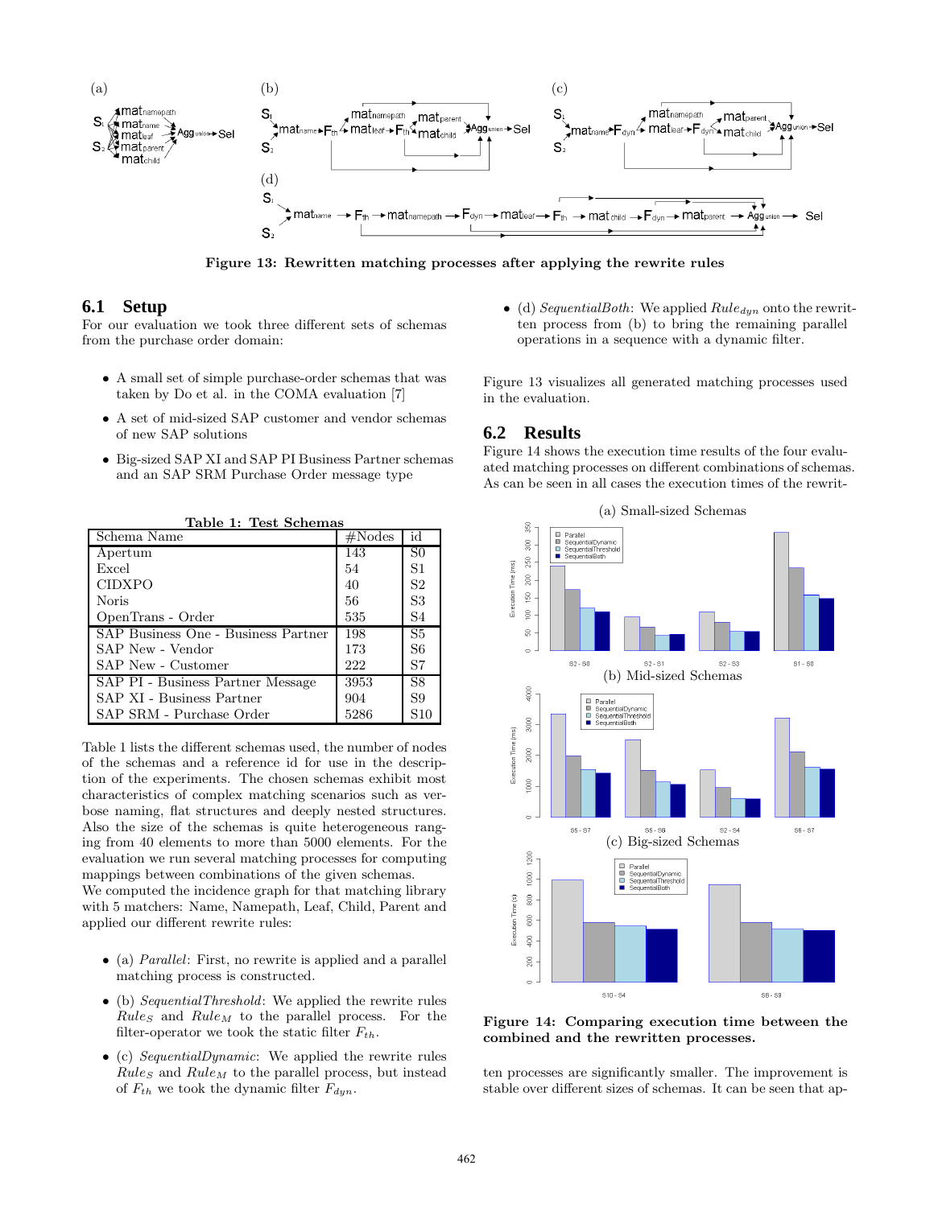Figure 13: Rewritten matching processes after applying the rewrite rules

## 6.1 Setup

For our evaluation we took three different sets of schemas from the purchase order domain:

- A small set of simple purchase-order schemas that was taken by Do et al. in the COMA evaluation [7]
- A set of mid-sized SAP customer and vendor schemas of new SAP solutions
- Big-sized SAP XI and SAP PI Business Partner schemas and an SAP SRM Purchase Order message type

Table 1: Test Schemas

| Schema Name | #Nodes | id |
|---|---|---|
| Apertum | 143 | S0 |
| Excel | 54 | S1 |
| CIDXPO | 40 | S2 |
| Noris | 56 | S3 |
| OpenTrans - Order | 535 | S4 |
| SAP Business One - Business Partner | 198 | S5 |
| SAP New - Vendor | 173 | S6 |
| SAP New - Customer | 222 | S7 |
| SAP PI - Business Partner Message | 3953 | S8 |
| SAP XI - Business Partner | 904 | S9 |
| SAP SRM - Purchase Order | 5286 | S10 |

Table 1 lists the different schemas used, the number of nodes of the schemas and a reference id for use in the description of the experiments. The chosen schemas exhibit most characteristics of complex matching scenarios such as verbose naming, flat structures and deeply nested structures. Also the size of the schemas is quite heterogeneous ranging from 40 elements to more than 5000 elements. For the evaluation we run several matching processes for computing mappings between combinations of the given schemas.
We computed the incidence graph for that matching library with 5 matchers: Name, Namepath, Leaf, Child, Parent and applied our different rewrite rules:

- (a) *Parallel*: First, no rewrite is applied and a parallel matching process is constructed.
- (b) *SequentialThreshold*: We applied the rewrite rules $Rule_S$ and $Rule_M$ to the parallel process. For the filter-operator we took the static filter $F_{th}$.
- (c) *SequentialDynamic*: We applied the rewrite rules $Rule_S$ and $Rule_M$ to the parallel process, but instead of $F_{th}$ we took the dynamic filter $F_{dyn}$.
- (d) *SequentialBoth*: We applied $Rule_{dyn}$ onto the rewritten process from (b) to bring the remaining parallel operations in a sequence with a dynamic filter.

Figure 13 visualizes all generated matching processes used in the evaluation.

## 6.2 Results

Figure 14 shows the execution time results of the four evaluated matching processes on different combinations of schemas. As can be seen in all cases the execution times of the rewritten processes are significantly smaller. The improvement is stable over different sizes of schemas. It can be seen that ap-

Figure 14: Comparing execution time between the combined and the rewritten processes.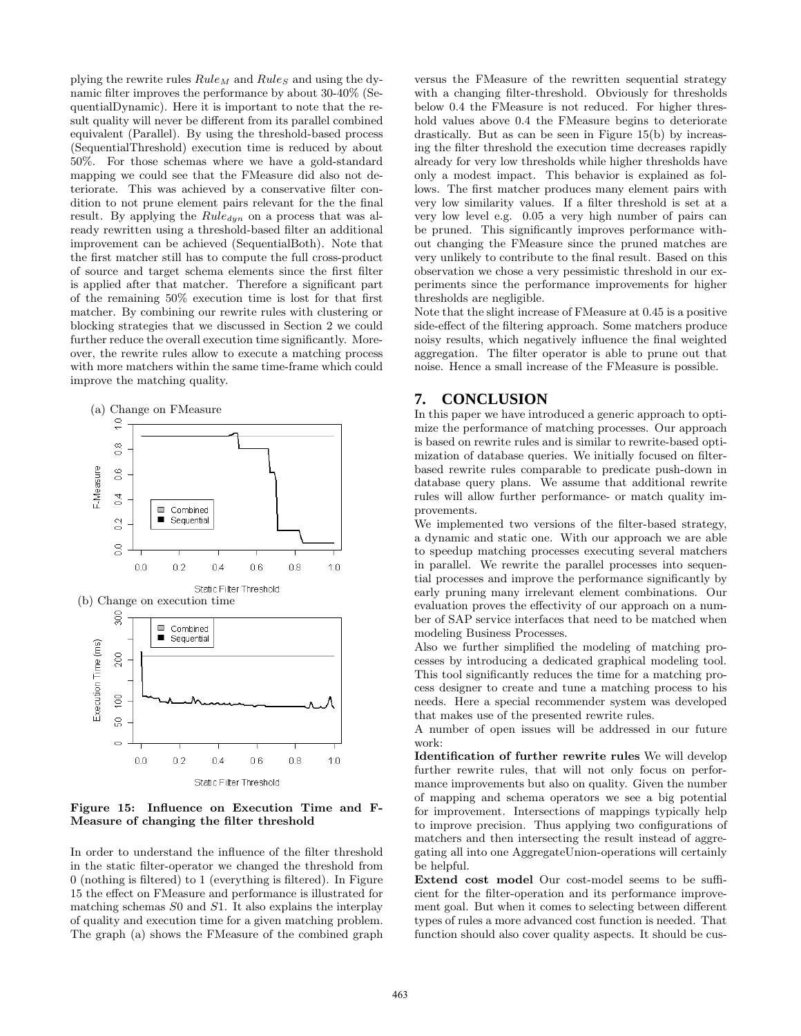plying the rewrite rules $Rule_M$ and $Rule_S$ and using the dynamic filter improves the performance by about 30-40% (SequentialDynamic). Here it is important to note that the result quality will never be different from its parallel combined equivalent (Parallel). By using the threshold-based process (SequentialThreshold) execution time is reduced by about 50%. For those schemas where we have a gold-standard mapping we could see that the FMeasure did also not deteriorate. This was achieved by a conservative filter condition to not prune element pairs relevant for the the final result. By applying the $Rule_{dyn}$ on a process that was already rewritten using a threshold-based filter an additional improvement can be achieved (SequentialBoth). Note that the first matcher still has to compute the full cross-product of source and target schema elements since the first filter is applied after that matcher. Therefore a significant part of the remaining 50% execution time is lost for that first matcher. By combining our rewrite rules with clustering or blocking strategies that we discussed in Section 2 we could further reduce the overall execution time significantly. Moreover, the rewrite rules allow to execute a matching process with more matchers within the same time-frame which could improve the matching quality.

(a) Change on FMeasure

(b) Change on execution time

**Figure 15: Influence on Execution Time and F-Measure of changing the filter threshold**

In order to understand the influence of the filter threshold in the static filter-operator we changed the threshold from 0 (nothing is filtered) to 1 (everything is filtered). In Figure 15 the effect on FMeasure and performance is illustrated for matching schemas $S0$ and $S1$. It also explains the interplay of quality and execution time for a given matching problem. The graph (a) shows the FMeasure of the combined graph versus the FMeasure of the rewritten sequential strategy with a changing filter-threshold. Obviously for thresholds below 0.4 the FMeasure is not reduced. For higher threshold values above 0.4 the FMeasure begins to deteriorate drastically. But as can be seen in Figure 15(b) by increasing the filter threshold the execution time decreases rapidly already for very low thresholds while higher thresholds have only a modest impact. This behavior is explained as follows. The first matcher produces many element pairs with very low similarity values. If a filter threshold is set at a very low level e.g. 0.05 a very high number of pairs can be pruned. This significantly improves performance without changing the FMeasure since the pruned matches are very unlikely to contribute to the final result. Based on this observation we chose a very pessimistic threshold in our experiments since the performance improvements for higher thresholds are negligible.

Note that the slight increase of FMeasure at 0.45 is a positive side-effect of the filtering approach. Some matchers produce noisy results, which negatively influence the final weighted aggregation. The filter operator is able to prune out that noise. Hence a small increase of the FMeasure is possible.

## 7. CONCLUSION

In this paper we have introduced a generic approach to optimize the performance of matching processes. Our approach is based on rewrite rules and is similar to rewrite-based optimization of database queries. We initially focused on filter-based rewrite rules comparable to predicate push-down in database query plans. We assume that additional rewrite rules will allow further performance- or match quality improvements.

We implemented two versions of the filter-based strategy, a dynamic and static one. With our approach we are able to speedup matching processes executing several matchers in parallel. We rewrite the parallel processes into sequential processes and improve the performance significantly by early pruning many irrelevant element combinations. Our evaluation proves the effectivity of our approach on a number of SAP service interfaces that need to be matched when modeling Business Processes.

Also we further simplified the modeling of matching processes by introducing a dedicated graphical modeling tool. This tool significantly reduces the time for a matching process designer to create and tune a matching process to his needs. Here a special recommender system was developed that makes use of the presented rewrite rules.

A number of open issues will be addressed in our future work:

**Identification of further rewrite rules** We will develop further rewrite rules, that will not only focus on performance improvements but also on quality. Given the number of mapping and schema operators we see a big potential for improvement. Intersections of mappings typically help to improve precision. Thus applying two configurations of matchers and then intersecting the result instead of aggregating all into one AggregateUnion-operations will certainly be helpful.

**Extend cost model** Our cost-model seems to be sufficient for the filter-operation and its performance improvement goal. But when it comes to selecting between different types of rules a more advanced cost function is needed. That function should also cover quality aspects. It should be cus-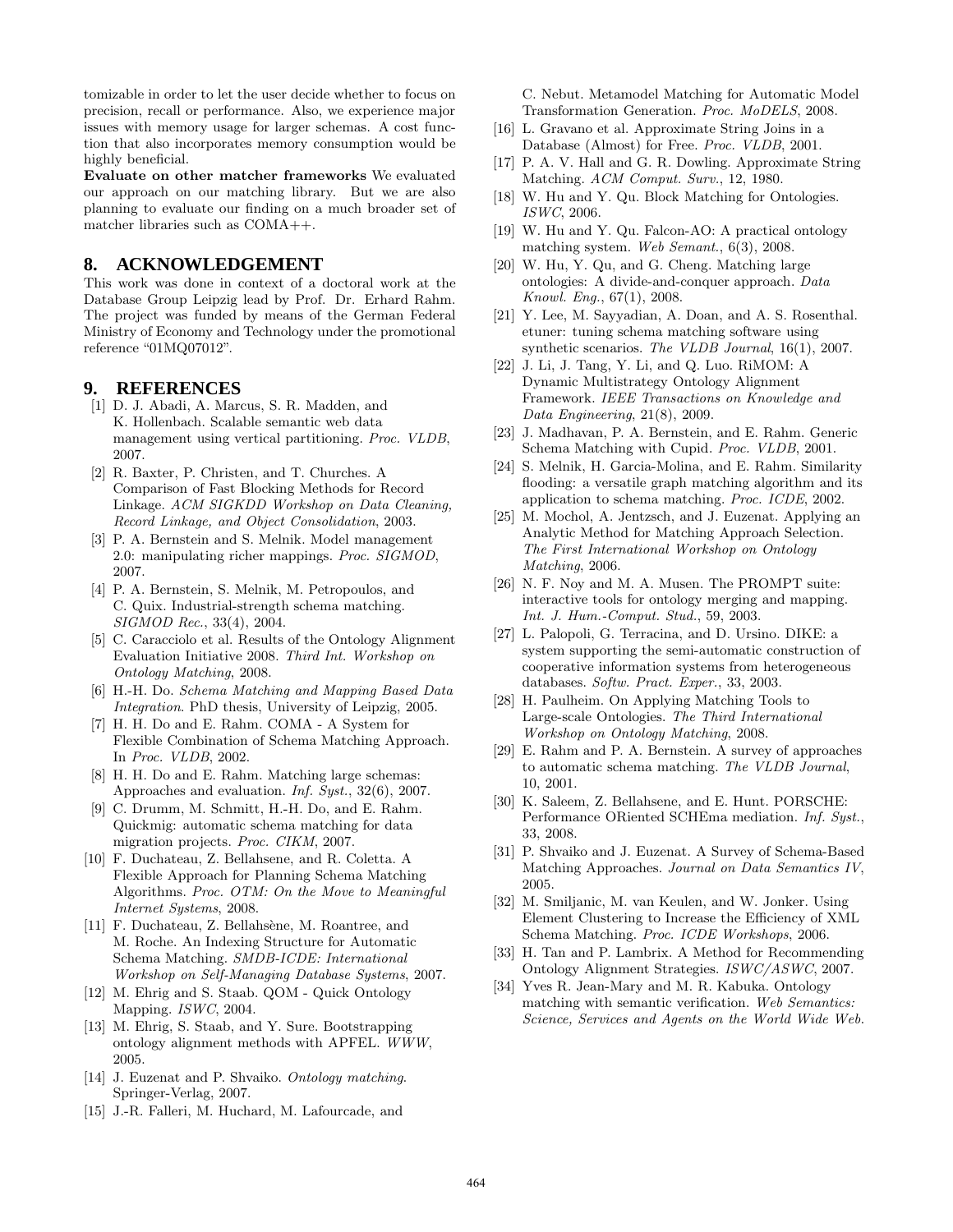tomizable in order to let the user decide whether to focus on precision, recall or performance. Also, we experience major issues with memory usage for larger schemas. A cost function that also incorporates memory consumption would be highly beneficial.

**Evaluate on other matcher frameworks** We evaluated our approach on our matching library. But we are also planning to evaluate our finding on a much broader set of matcher libraries such as COMA++.

## 8. ACKNOWLEDGEMENT

This work was done in context of a doctoral work at the Database Group Leipzig lead by Prof. Dr. Erhard Rahm. The project was funded by means of the German Federal Ministry of Economy and Technology under the promotional reference "01MQ07012".

## 9. REFERENCES

[1] D. J. Abadi, A. Marcus, S. R. Madden, and K. Hollenbach. Scalable semantic web data management using vertical partitioning. *Proc. VLDB*, 2007.

[2] R. Baxter, P. Christen, and T. Churches. A Comparison of Fast Blocking Methods for Record Linkage. *ACM SIGKDD Workshop on Data Cleaning, Record Linkage, and Object Consolidation*, 2003.

[3] P. A. Bernstein and S. Melnik. Model management 2.0: manipulating richer mappings. *Proc. SIGMOD*, 2007.

[4] P. A. Bernstein, S. Melnik, M. Petropoulos, and C. Quix. Industrial-strength schema matching. *SIGMOD Rec.*, 33(4), 2004.

[5] C. Caracciolo et al. Results of the Ontology Alignment Evaluation Initiative 2008. *Third Int. Workshop on Ontology Matching*, 2008.

[6] H.-H. Do. *Schema Matching and Mapping Based Data Integration*. PhD thesis, University of Leipzig, 2005.

[7] H. H. Do and E. Rahm. COMA - A System for Flexible Combination of Schema Matching Approach. In *Proc. VLDB*, 2002.

[8] H. H. Do and E. Rahm. Matching large schemas: Approaches and evaluation. *Inf. Syst.*, 32(6), 2007.

[9] C. Drumm, M. Schmitt, H.-H. Do, and E. Rahm. Quickmig: automatic schema matching for data migration projects. *Proc. CIKM*, 2007.

[10] F. Duchateau, Z. Bellahsene, and R. Coletta. A Flexible Approach for Planning Schema Matching Algorithms. *Proc. OTM: On the Move to Meaningful Internet Systems*, 2008.

[11] F. Duchateau, Z. Bellahsène, M. Roantree, and M. Roche. An Indexing Structure for Automatic Schema Matching. *SMDB-ICDE: International Workshop on Self-Managing Database Systems*, 2007.

[12] M. Ehrig and S. Staab. QOM - Quick Ontology Mapping. *ISWC*, 2004.

[13] M. Ehrig, S. Staab, and Y. Sure. Bootstrapping ontology alignment methods with APFEL. *WWW*, 2005.

[14] J. Euzenat and P. Shvaiko. *Ontology matching*. Springer-Verlag, 2007.

[15] J.-R. Falleri, M. Huchard, M. Lafourcade, and C. Nebut. Metamodel Matching for Automatic Model Transformation Generation. *Proc. MoDELS*, 2008.

[16] L. Gravano et al. Approximate String Joins in a Database (Almost) for Free. *Proc. VLDB*, 2001.

[17] P. A. V. Hall and G. R. Dowling. Approximate String Matching. *ACM Comput. Surv.*, 12, 1980.

[18] W. Hu and Y. Qu. Block Matching for Ontologies. *ISWC*, 2006.

[19] W. Hu and Y. Qu. Falcon-AO: A practical ontology matching system. *Web Semant.*, 6(3), 2008.

[20] W. Hu, Y. Qu, and G. Cheng. Matching large ontologies: A divide-and-conquer approach. *Data Knowl. Eng.*, 67(1), 2008.

[21] Y. Lee, M. Sayyadian, A. Doan, and A. S. Rosenthal. etuner: tuning schema matching software using synthetic scenarios. *The VLDB Journal*, 16(1), 2007.

[22] J. Li, J. Tang, Y. Li, and Q. Luo. RiMOM: A Dynamic Multistrategy Ontology Alignment Framework. *IEEE Transactions on Knowledge and Data Engineering*, 21(8), 2009.

[23] J. Madhavan, P. A. Bernstein, and E. Rahm. Generic Schema Matching with Cupid. *Proc. VLDB*, 2001.

[24] S. Melnik, H. Garcia-Molina, and E. Rahm. Similarity flooding: a versatile graph matching algorithm and its application to schema matching. *Proc. ICDE*, 2002.

[25] M. Mochol, A. Jentzsch, and J. Euzenat. Applying an Analytic Method for Matching Approach Selection. *The First International Workshop on Ontology Matching*, 2006.

[26] N. F. Noy and M. A. Musen. The PROMPT suite: interactive tools for ontology merging and mapping. *Int. J. Hum.-Comput. Stud.*, 59, 2003.

[27] L. Palopoli, G. Terracina, and D. Ursino. DIKE: a system supporting the semi-automatic construction of cooperative information systems from heterogeneous databases. *Softw. Pract. Exper.*, 33, 2003.

[28] H. Paulheim. On Applying Matching Tools to Large-scale Ontologies. *The Third International Workshop on Ontology Matching*, 2008.

[29] E. Rahm and P. A. Bernstein. A survey of approaches to automatic schema matching. *The VLDB Journal*, 10, 2001.

[30] K. Saleem, Z. Bellahsene, and E. Hunt. PORSCHE: Performance ORiented SCHEma mediation. *Inf. Syst.*, 33, 2008.

[31] P. Shvaiko and J. Euzenat. A Survey of Schema-Based Matching Approaches. *Journal on Data Semantics IV*, 2005.

[32] M. Smiljanic, M. van Keulen, and W. Jonker. Using Element Clustering to Increase the Efficiency of XML Schema Matching. *Proc. ICDE Workshops*, 2006.

[33] H. Tan and P. Lambrix. A Method for Recommending Ontology Alignment Strategies. *ISWC/ASWC*, 2007.

[34] Yves R. Jean-Mary and M. R. Kabuka. Ontology matching with semantic verification. *Web Semantics: Science, Services and Agents on the World Wide Web*.